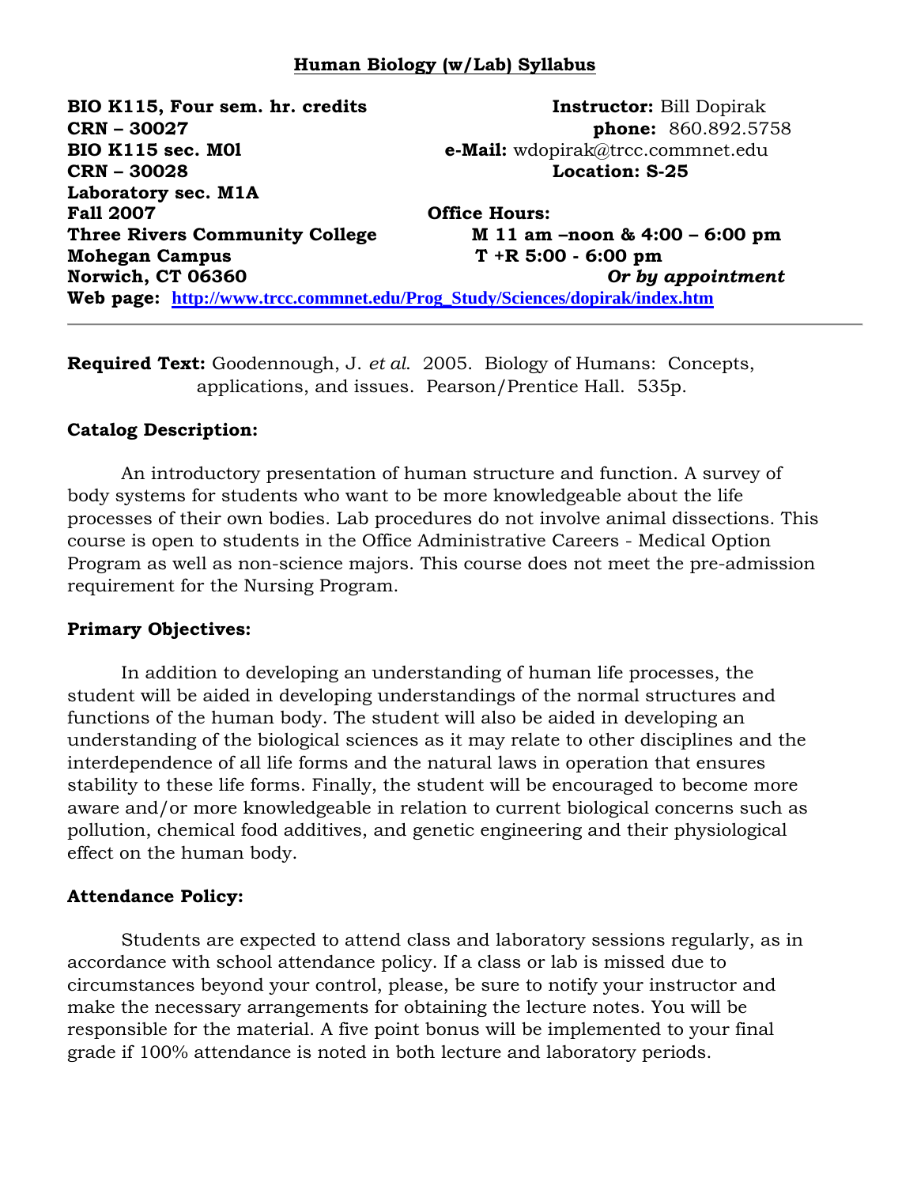# Human Biology (w/Lab) Syllabus

**BIO K115, Four sem. hr. credits**
**CRN – 30027**
**BIO K115 sec. M01**
**CRN – 30028**
**Laboratory sec. M1A**
**Fall 2007**
**Three Rivers Community College**
**Mohegan Campus**
**Norwich, CT 06360**

**Instructor:** Bill Dopirak
**phone:** 860.892.5758
**e-Mail:** wdopirak@trcc.commnet.edu
**Location: S-25**

**Office Hours:**
**M 11 am –noon & 4:00 – 6:00 pm**
**T +R 5:00 - 6:00 pm**
***Or by appointment***

**Web page:** http://www.trcc.commnet.edu/Prog_Study/Sciences/dopirak/index.htm

---

**Required Text:** Goodennough, J. *et al*. 2005. Biology of Humans: Concepts, applications, and issues. Pearson/Prentice Hall. 535p.

### Catalog Description:

An introductory presentation of human structure and function. A survey of body systems for students who want to be more knowledgeable about the life processes of their own bodies. Lab procedures do not involve animal dissections. This course is open to students in the Office Administrative Careers - Medical Option Program as well as non-science majors. This course does not meet the pre-admission requirement for the Nursing Program.

### Primary Objectives:

In addition to developing an understanding of human life processes, the student will be aided in developing understandings of the normal structures and functions of the human body. The student will also be aided in developing an understanding of the biological sciences as it may relate to other disciplines and the interdependence of all life forms and the natural laws in operation that ensures stability to these life forms. Finally, the student will be encouraged to become more aware and/or more knowledgeable in relation to current biological concerns such as pollution, chemical food additives, and genetic engineering and their physiological effect on the human body.

### Attendance Policy:

Students are expected to attend class and laboratory sessions regularly, as in accordance with school attendance policy. If a class or lab is missed due to circumstances beyond your control, please, be sure to notify your instructor and make the necessary arrangements for obtaining the lecture notes. You will be responsible for the material. A five point bonus will be implemented to your final grade if 100% attendance is noted in both lecture and laboratory periods.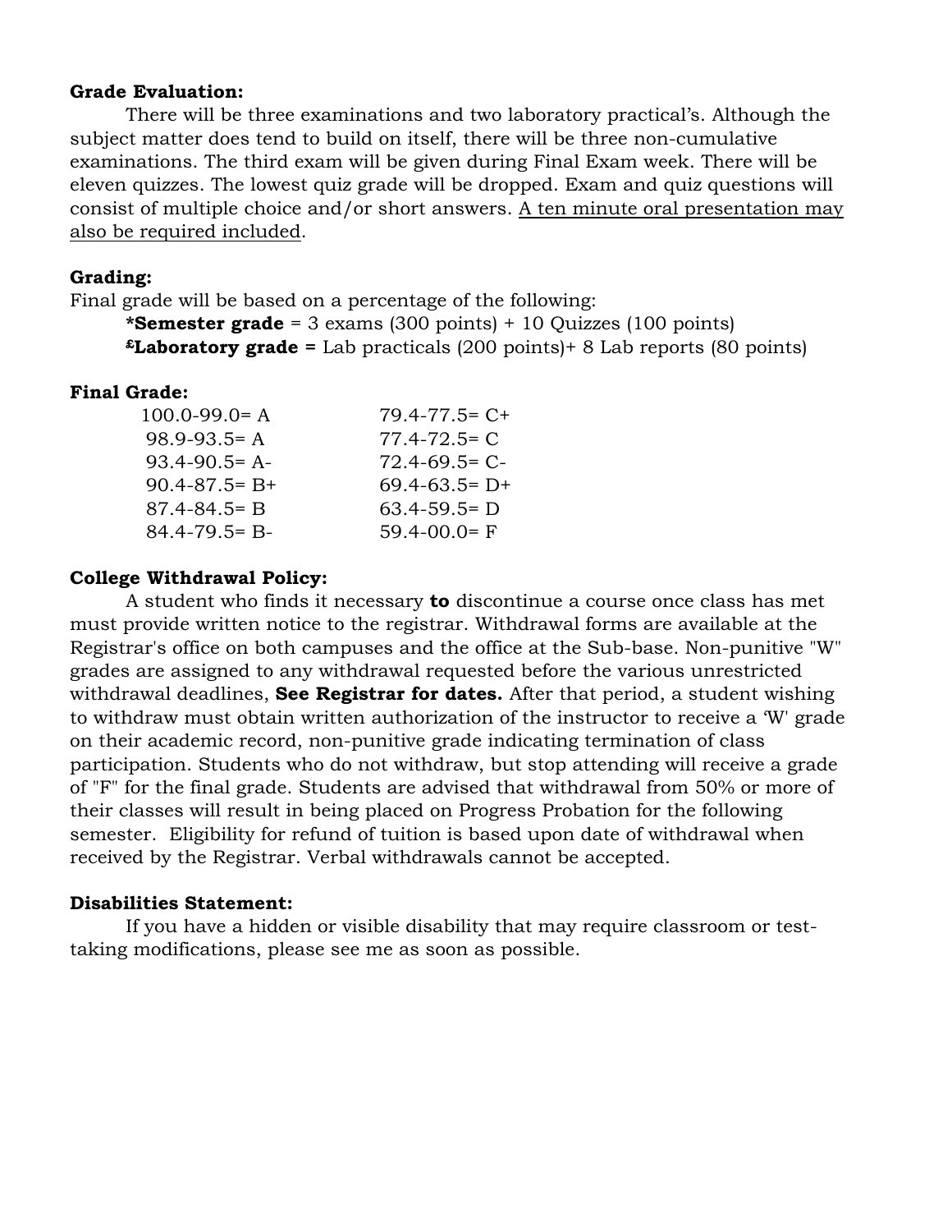**Grade Evaluation:**

There will be three examinations and two laboratory practical's. Although the subject matter does tend to build on itself, there will be three non-cumulative examinations. The third exam will be given during Final Exam week. There will be eleven quizzes. The lowest quiz grade will be dropped. Exam and quiz questions will consist of multiple choice and/or short answers. <u>A ten minute oral presentation may also be required included</u>.

**Grading:**

Final grade will be based on a percentage of the following:

**\*Semester grade** = 3 exams (300 points) + 10 Quizzes (100 points)

**£Laboratory grade =** Lab practicals (200 points)+ 8 Lab reports (80 points)

**Final Grade:**

| | |
|---|---|
| 100.0-99.0= A | 79.4-77.5= C+ |
| 98.9-93.5= A | 77.4-72.5= C |
| 93.4-90.5= A- | 72.4-69.5= C- |
| 90.4-87.5= B+ | 69.4-63.5= D+ |
| 87.4-84.5= B | 63.4-59.5= D |
| 84.4-79.5= B- | 59.4-00.0= F |

**College Withdrawal Policy:**

A student who finds it necessary **to** discontinue a course once class has met must provide written notice to the registrar. Withdrawal forms are available at the Registrar's office on both campuses and the office at the Sub-base. Non-punitive "W" grades are assigned to any withdrawal requested before the various unrestricted withdrawal deadlines, **See Registrar for dates.** After that period, a student wishing to withdraw must obtain written authorization of the instructor to receive a 'W' grade on their academic record, non-punitive grade indicating termination of class participation. Students who do not withdraw, but stop attending will receive a grade of "F" for the final grade. Students are advised that withdrawal from 50% or more of their classes will result in being placed on Progress Probation for the following semester. Eligibility for refund of tuition is based upon date of withdrawal when received by the Registrar. Verbal withdrawals cannot be accepted.

**Disabilities Statement:**

If you have a hidden or visible disability that may require classroom or test-taking modifications, please see me as soon as possible.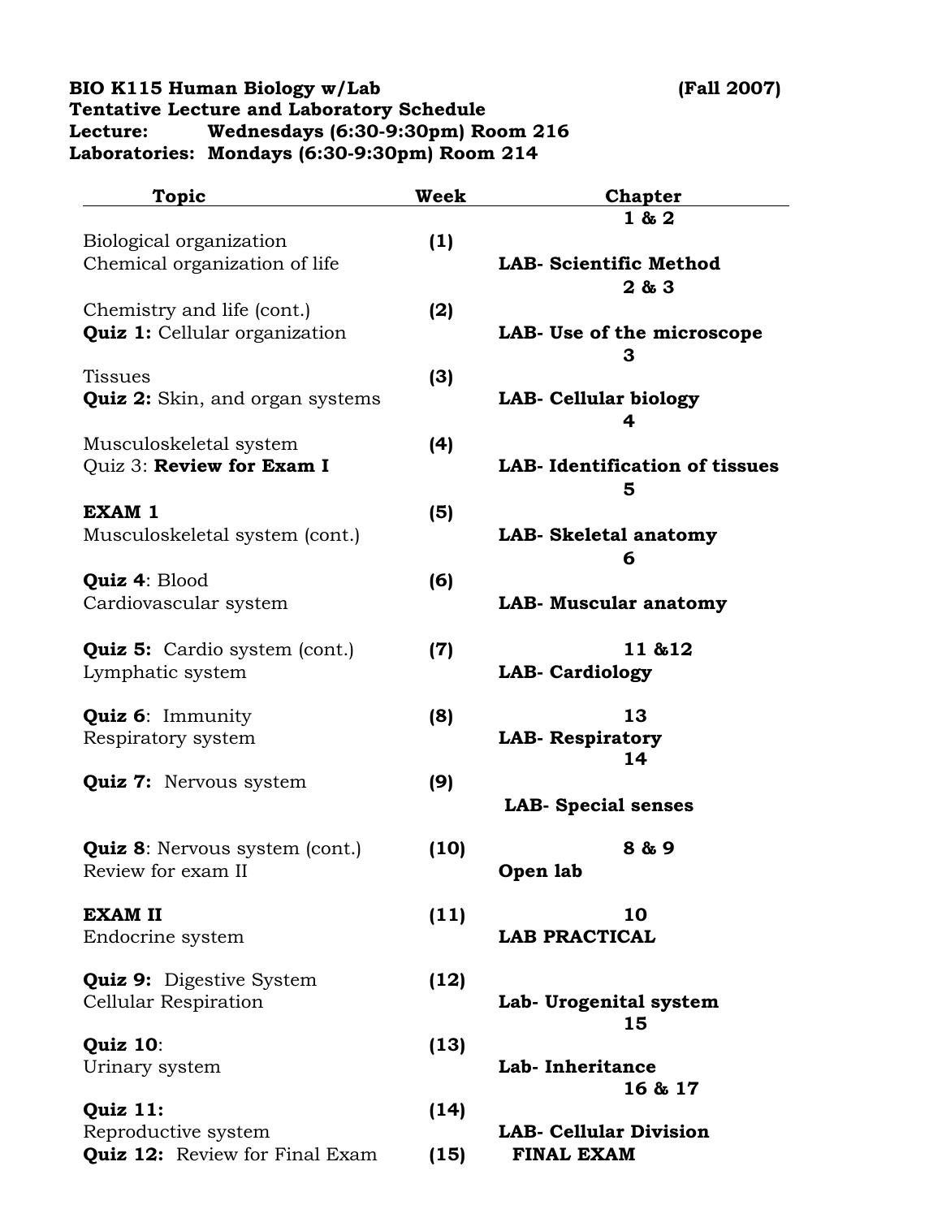**BIO K115 Human Biology w/Lab (Fall 2007)**
**Tentative Lecture and Laboratory Schedule**
**Lecture: Wednesdays (6:30-9:30pm) Room 216**
**Laboratories: Mondays (6:30-9:30pm) Room 214**

| Topic | Week | Chapter |
|---|---|---|
| Biological organization<br>Chemical organization of life | (1) | **1 & 2**<br>**LAB- Scientific Method** |
| Chemistry and life (cont.)<br>**Quiz 1:** Cellular organization | (2) | **2 & 3**<br>**LAB- Use of the microscope** |
| Tissues<br>**Quiz 2:** Skin, and organ systems | (3) | **3**<br>**LAB- Cellular biology** |
| Musculoskeletal system<br>Quiz 3: **Review for Exam I** | (4) | **4**<br>**LAB- Identification of tissues** |
| **EXAM 1**<br>Musculoskeletal system (cont.) | (5) | **5**<br>**LAB- Skeletal anatomy** |
| **Quiz 4**: Blood<br>Cardiovascular system | (6) | **6**<br>**LAB- Muscular anatomy** |
| **Quiz 5:** Cardio system (cont.)<br>Lymphatic system | (7) | **11 &12**<br>**LAB- Cardiology** |
| **Quiz 6**: Immunity<br>Respiratory system | (8) | **13**<br>**LAB- Respiratory** |
| **Quiz 7:** Nervous system | (9) | **14**<br>**LAB- Special senses** |
| **Quiz 8**: Nervous system (cont.)<br>Review for exam II | (10) | **8 & 9**<br>**Open lab** |
| **EXAM II**<br>Endocrine system | (11) | **10**<br>**LAB PRACTICAL** |
| **Quiz 9:** Digestive System<br>Cellular Respiration | (12) | **Lab- Urogenital system** |
| **Quiz 10**:<br>Urinary system | (13) | **15**<br>**Lab- Inheritance** |
| **Quiz 11:**<br>Reproductive system | (14) | **16 & 17**<br>**LAB- Cellular Division** |
| **Quiz 12:** Review for Final Exam | (15) | **FINAL EXAM** |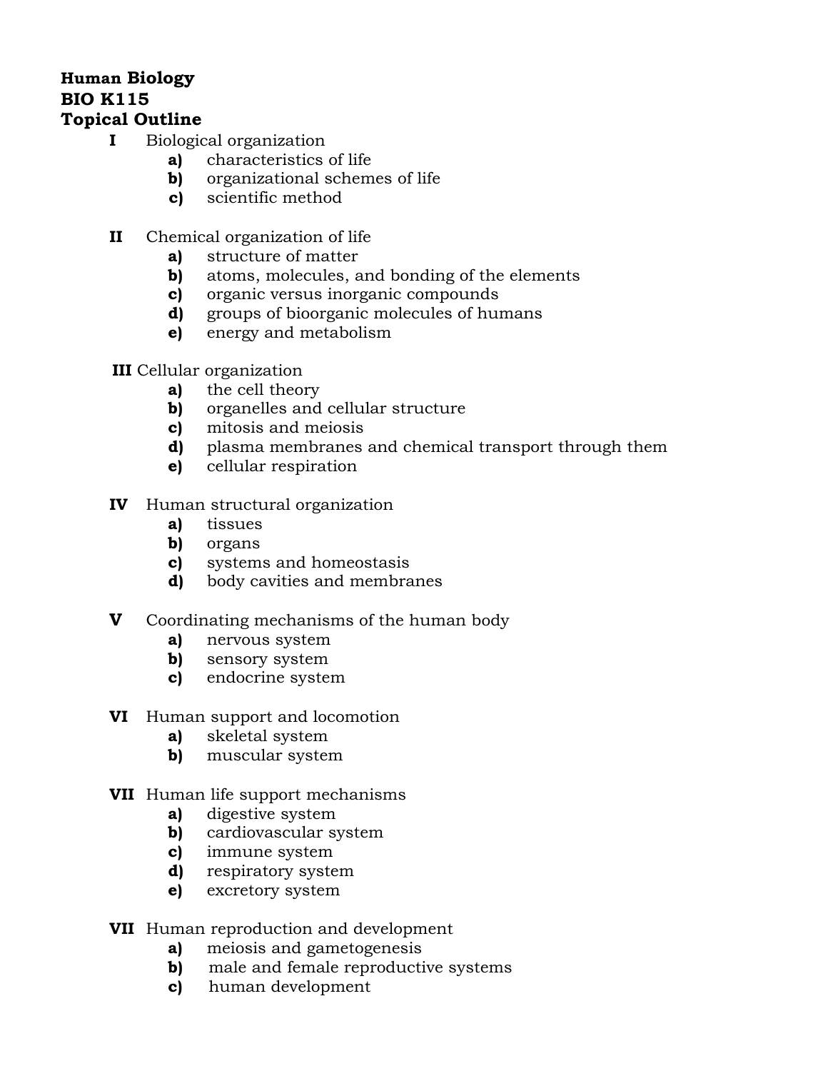**Human Biology**
**BIO K115**
**Topical Outline**

**I** Biological organization
- **a)** characteristics of life
- **b)** organizational schemes of life
- **c)** scientific method

**II** Chemical organization of life
- **a)** structure of matter
- **b)** atoms, molecules, and bonding of the elements
- **c)** organic versus inorganic compounds
- **d)** groups of bioorganic molecules of humans
- **e)** energy and metabolism

**III** Cellular organization
- **a)** the cell theory
- **b)** organelles and cellular structure
- **c)** mitosis and meiosis
- **d)** plasma membranes and chemical transport through them
- **e)** cellular respiration

**IV** Human structural organization
- **a)** tissues
- **b)** organs
- **c)** systems and homeostasis
- **d)** body cavities and membranes

**V** Coordinating mechanisms of the human body
- **a)** nervous system
- **b)** sensory system
- **c)** endocrine system

**VI** Human support and locomotion
- **a)** skeletal system
- **b)** muscular system

**VII** Human life support mechanisms
- **a)** digestive system
- **b)** cardiovascular system
- **c)** immune system
- **d)** respiratory system
- **e)** excretory system

**VII** Human reproduction and development
- **a)** meiosis and gametogenesis
- **b)** male and female reproductive systems
- **c)** human development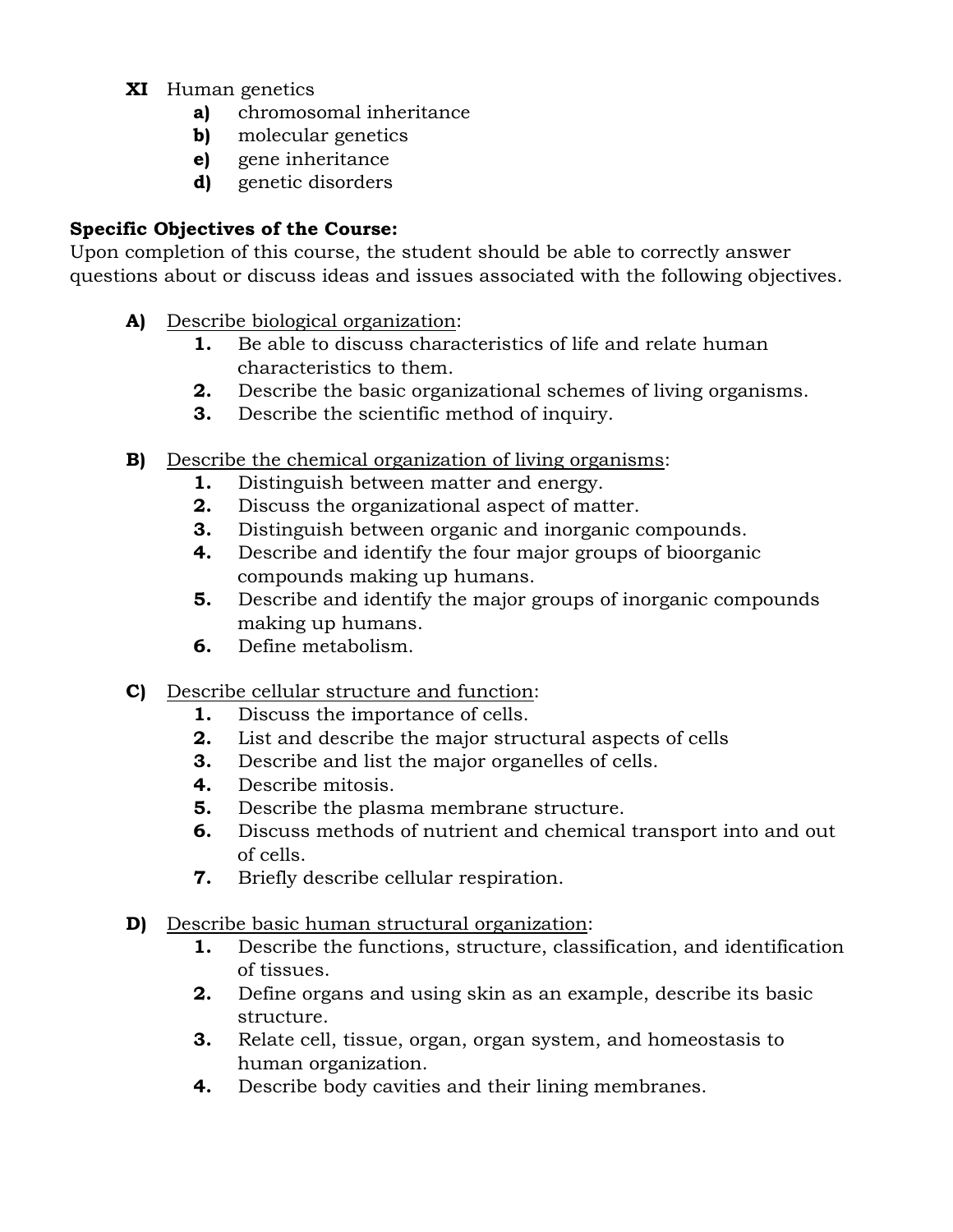**XI** Human genetics

- **a)** chromosomal inheritance
- **b)** molecular genetics
- **e)** gene inheritance
- **d)** genetic disorders

**Specific Objectives of the Course:**

Upon completion of this course, the student should be able to correctly answer questions about or discuss ideas and issues associated with the following objectives.

**A)** Describe biological organization:

1. Be able to discuss characteristics of life and relate human characteristics to them.
2. Describe the basic organizational schemes of living organisms.
3. Describe the scientific method of inquiry.

**B)** Describe the chemical organization of living organisms:

1. Distinguish between matter and energy.
2. Discuss the organizational aspect of matter.
3. Distinguish between organic and inorganic compounds.
4. Describe and identify the four major groups of bioorganic compounds making up humans.
5. Describe and identify the major groups of inorganic compounds making up humans.
6. Define metabolism.

**C)** Describe cellular structure and function:

1. Discuss the importance of cells.
2. List and describe the major structural aspects of cells
3. Describe and list the major organelles of cells.
4. Describe mitosis.
5. Describe the plasma membrane structure.
6. Discuss methods of nutrient and chemical transport into and out of cells.
7. Briefly describe cellular respiration.

**D)** Describe basic human structural organization:

1. Describe the functions, structure, classification, and identification of tissues.
2. Define organs and using skin as an example, describe its basic structure.
3. Relate cell, tissue, organ, organ system, and homeostasis to human organization.
4. Describe body cavities and their lining membranes.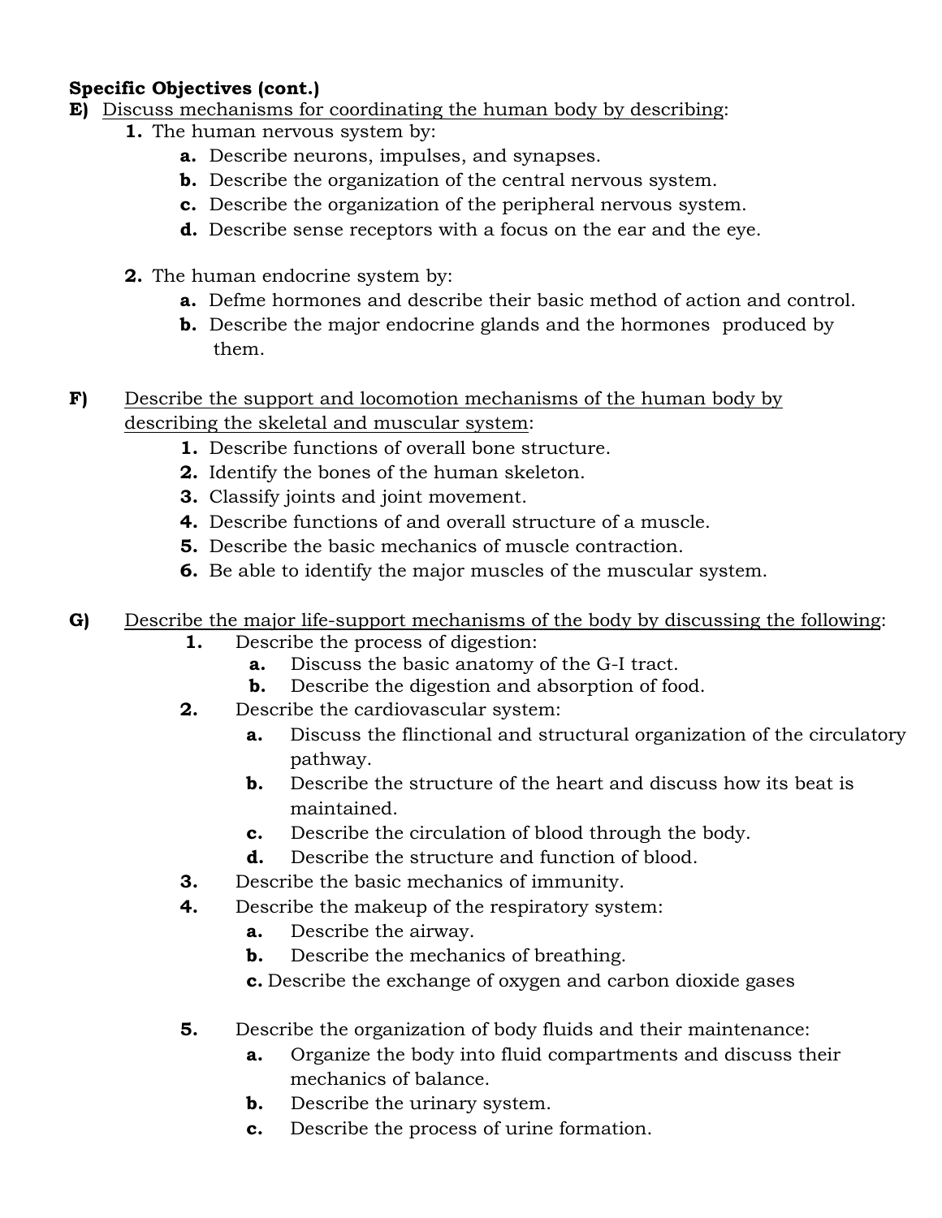**Specific Objectives (cont.)**

**E)** <u>Discuss mechanisms for coordinating the human body by describing</u>:

1. The human nervous system by:
    - **a.** Describe neurons, impulses, and synapses.
    - **b.** Describe the organization of the central nervous system.
    - **c.** Describe the organization of the peripheral nervous system.
    - **d.** Describe sense receptors with a focus on the ear and the eye.

2. The human endocrine system by:
    - **a.** Defme hormones and describe their basic method of action and control.
    - **b.** Describe the major endocrine glands and the hormones produced by them.

**F)** <u>Describe the support and locomotion mechanisms of the human body by describing the skeletal and muscular system</u>:

1. Describe functions of overall bone structure.
2. Identify the bones of the human skeleton.
3. Classify joints and joint movement.
4. Describe functions of and overall structure of a muscle.
5. Describe the basic mechanics of muscle contraction.
6. Be able to identify the major muscles of the muscular system.

**G)** <u>Describe the major life-support mechanisms of the body by discussing the following</u>:

1. Describe the process of digestion:
    - **a.** Discuss the basic anatomy of the G-I tract.
    - **b.** Describe the digestion and absorption of food.
2. Describe the cardiovascular system:
    - **a.** Discuss the flinctional and structural organization of the circulatory pathway.
    - **b.** Describe the structure of the heart and discuss how its beat is maintained.
    - **c.** Describe the circulation of blood through the body.
    - **d.** Describe the structure and function of blood.
3. Describe the basic mechanics of immunity.
4. Describe the makeup of the respiratory system:
    - **a.** Describe the airway.
    - **b.** Describe the mechanics of breathing.
    - **c.** Describe the exchange of oxygen and carbon dioxide gases
5. Describe the organization of body fluids and their maintenance:
    - **a.** Organize the body into fluid compartments and discuss their mechanics of balance.
    - **b.** Describe the urinary system.
    - **c.** Describe the process of urine formation.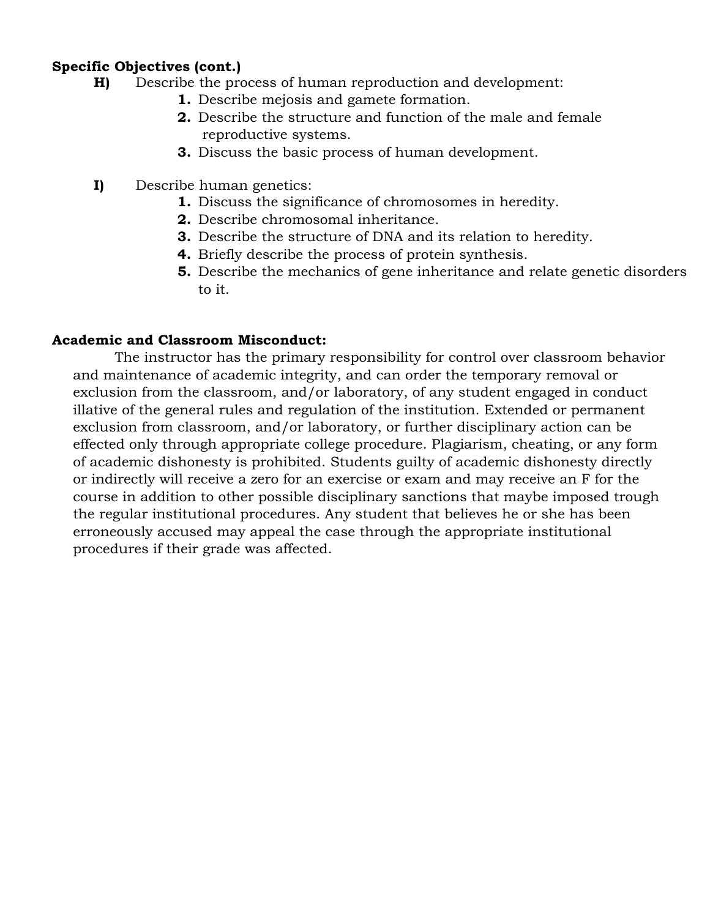**Specific Objectives (cont.)**

**H)** Describe the process of human reproduction and development:

1. Describe mejosis and gamete formation.
2. Describe the structure and function of the male and female reproductive systems.
3. Discuss the basic process of human development.

**I)** Describe human genetics:

1. Discuss the significance of chromosomes in heredity.
2. Describe chromosomal inheritance.
3. Describe the structure of DNA and its relation to heredity.
4. Briefly describe the process of protein synthesis.
5. Describe the mechanics of gene inheritance and relate genetic disorders to it.

**Academic and Classroom Misconduct:**

The instructor has the primary responsibility for control over classroom behavior and maintenance of academic integrity, and can order the temporary removal or exclusion from the classroom, and/or laboratory, of any student engaged in conduct illative of the general rules and regulation of the institution. Extended or permanent exclusion from classroom, and/or laboratory, or further disciplinary action can be effected only through appropriate college procedure. Plagiarism, cheating, or any form of academic dishonesty is prohibited. Students guilty of academic dishonesty directly or indirectly will receive a zero for an exercise or exam and may receive an F for the course in addition to other possible disciplinary sanctions that maybe imposed trough the regular institutional procedures. Any student that believes he or she has been erroneously accused may appeal the case through the appropriate institutional procedures if their grade was affected.